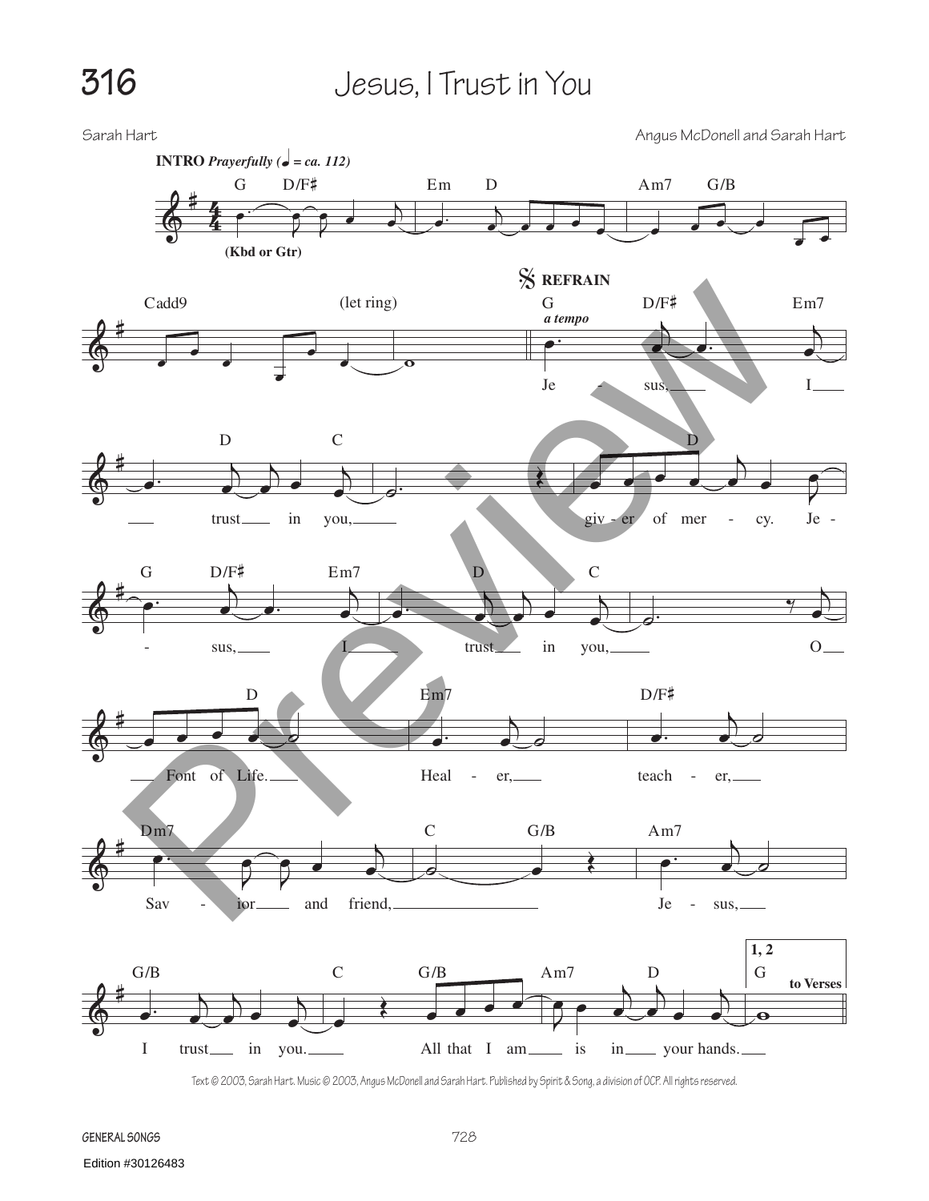# 316 Jesus, I Trust in You

Sarah Hart

Angus McDonell and Sarah Hart

**INTRO** ***Prayerfully (♩ = ca. 112)***

G D/F♯ Em D Am7 G/B

(Kbd or Gtr)

Cadd9 (let ring)

**REFRAIN**

G *a tempo* D/F♯ Em7 D C D

Je - sus, I trust in you, giv - er of mer - cy. Je -

G D/F♯ Em7 D C

- sus, I trust in you, O

D Em7 D/F♯

Font of Life. Heal - er, teach - er,

Dm7 C G/B Am7

Sav - ior and friend, Je - sus,

G/B C G/B Am7 D **1, 2** G **to Verses**

I trust in you. All that I am is in your hands.

Text © 2003, Sarah Hart. Music © 2003, Angus McDonell and Sarah Hart. Published by Spirit & Song, a division of OCP. All rights reserved.

GENERAL SONGS

Edition #30126483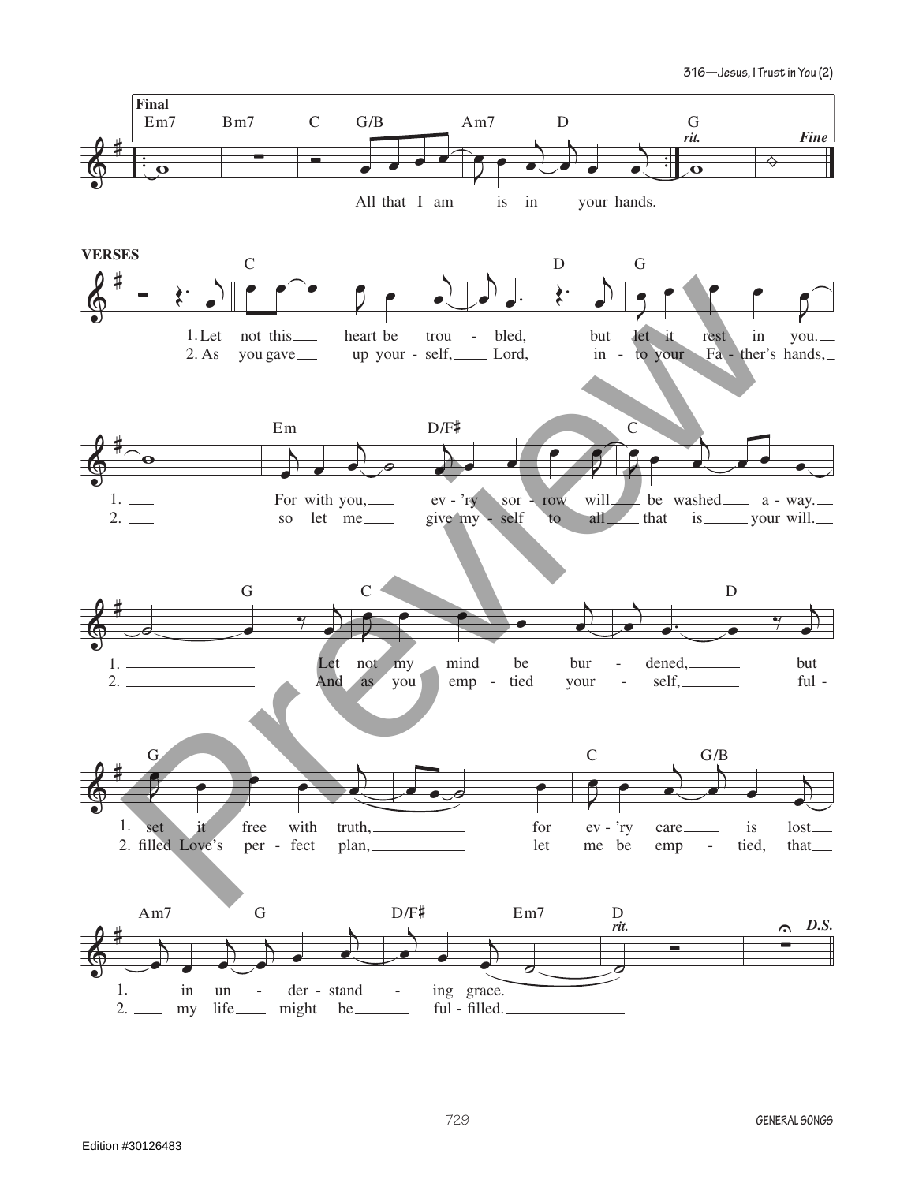**Final**

Em7 Bm7 C G/B Am7 D G *rit.* *Fine*

All that I am is in your hands.

**VERSES**

C D G

1. Let not this heart be trou - bled, but let it rest in you.
2. As you gave up your - self, Lord, in - to your Fa - ther's hands,

Em D/F♯ C

1. For with you, ev - 'ry sor - row will be washed a - way.
2. so let me give my - self to all that is your will.

G C D

1. Let not my mind be bur - dened, but
2. And as you emp - tied your - self, ful -

G C G/B

1. set it free with truth, for ev - 'ry care is lost
2. filled Love's per - fect plan, let me be emp - tied, that

Am7 G D/F♯ Em7 D *rit.* *D.S.*

1. in un - der - stand - ing grace.
2. my life might be ful - filled.

Edition #30126483